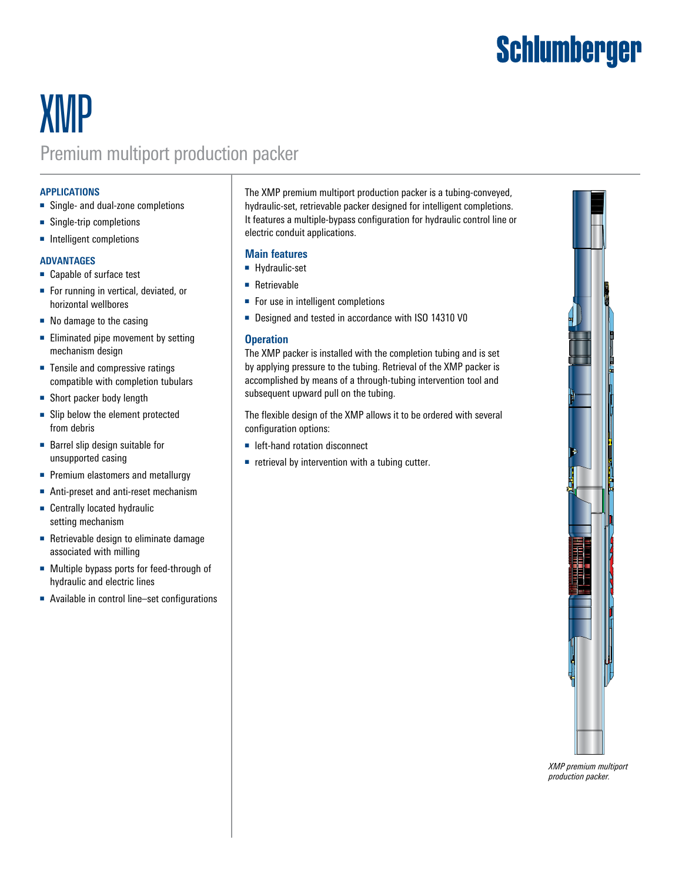Schlumberger

# XMP

## Premium multiport production packer

### APPLICATIONS

- Single- and dual-zone completions
- Single-trip completions
- Intelligent completions

### ADVANTAGES

- Capable of surface test
- For running in vertical, deviated, or horizontal wellbores
- No damage to the casing
- Eliminated pipe movement by setting mechanism design
- Tensile and compressive ratings compatible with completion tubulars
- Short packer body length
- Slip below the element protected from debris
- Barrel slip design suitable for unsupported casing
- Premium elastomers and metallurgy
- Anti-preset and anti-reset mechanism
- Centrally located hydraulic setting mechanism
- Retrievable design to eliminate damage associated with milling
- Multiple bypass ports for feed-through of hydraulic and electric lines
- Available in control line–set configurations

The XMP premium multiport production packer is a tubing-conveyed, hydraulic-set, retrievable packer designed for intelligent completions. It features a multiple-bypass configuration for hydraulic control line or electric conduit applications.

### Main features

- Hydraulic-set
- Retrievable
- For use in intelligent completions
- Designed and tested in accordance with ISO 14310 V0

### Operation

The XMP packer is installed with the completion tubing and is set by applying pressure to the tubing. Retrieval of the XMP packer is accomplished by means of a through-tubing intervention tool and subsequent upward pull on the tubing.

The flexible design of the XMP allows it to be ordered with several configuration options:

- left-hand rotation disconnect
- retrieval by intervention with a tubing cutter.

*XMP premium multiport production packer.*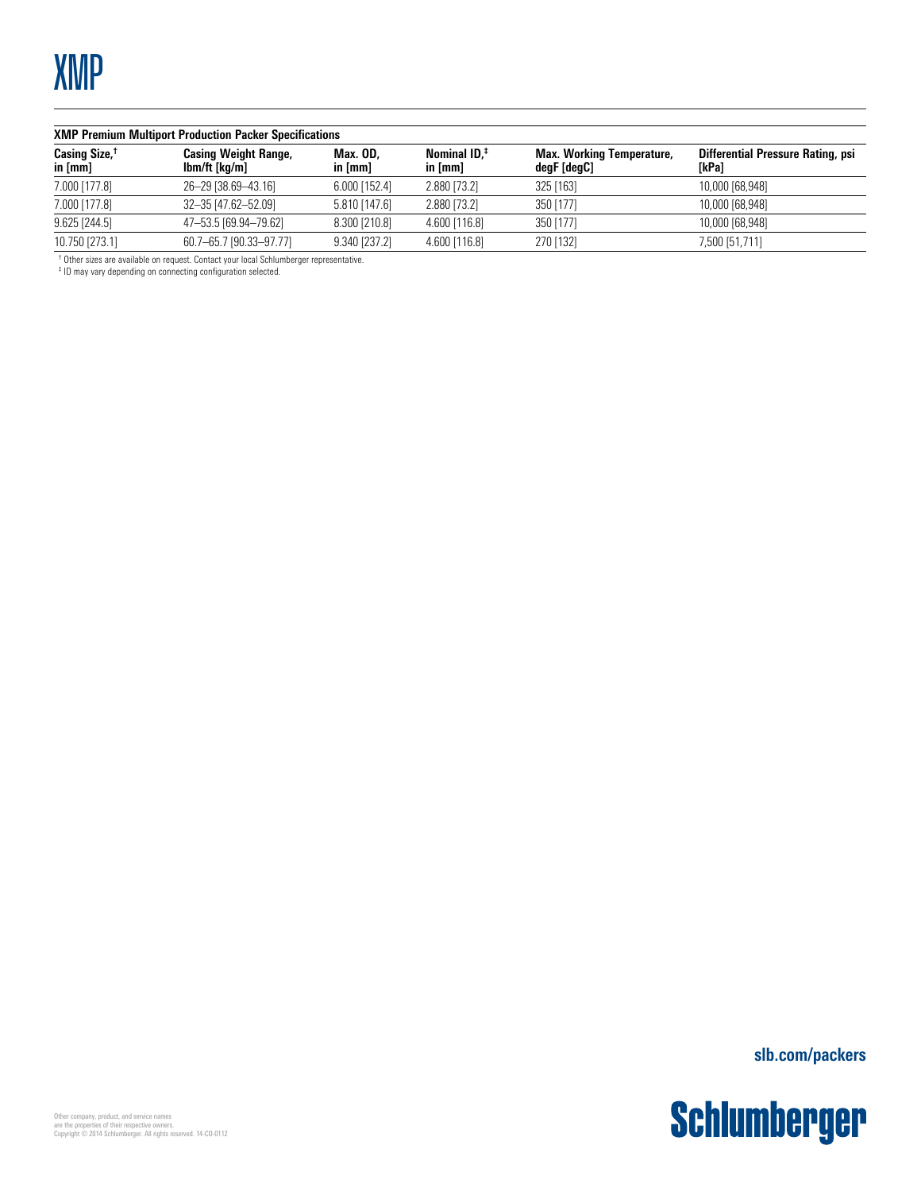# XMP

**XMP Premium Multiport Production Packer Specifications**

| Casing Size,[†] in [mm] | Casing Weight Range, lbm/ft [kg/m] | Max. OD, in [mm] | Nominal ID,[‡] in [mm] | Max. Working Temperature, degF [degC] | Differential Pressure Rating, psi [kPa] |
|---|---|---|---|---|---|
| 7.000 [177.8] | 26–29 [38.69–43.16] | 6.000 [152.4] | 2.880 [73.2] | 325 [163] | 10,000 [68,948] |
| 7.000 [177.8] | 32–35 [47.62–52.09] | 5.810 [147.6] | 2.880 [73.2] | 350 [177] | 10,000 [68,948] |
| 9.625 [244.5] | 47–53.5 [69.94–79.62] | 8.300 [210.8] | 4.600 [116.8] | 350 [177] | 10,000 [68,948] |
| 10.750 [273.1] | 60.7–65.7 [90.33–97.77] | 9.340 [237.2] | 4.600 [116.8] | 270 [132] | 7,500 [51,711] |

[†] Other sizes are available on request. Contact your local Schlumberger representative.
[‡] ID may vary depending on connecting configuration selected.

**slb.com/packers**

Other company, product, and service names are the properties of their respective owners.
Copyright © 2014 Schlumberger. All rights reserved. 14-CO-0112

**Schlumberger**